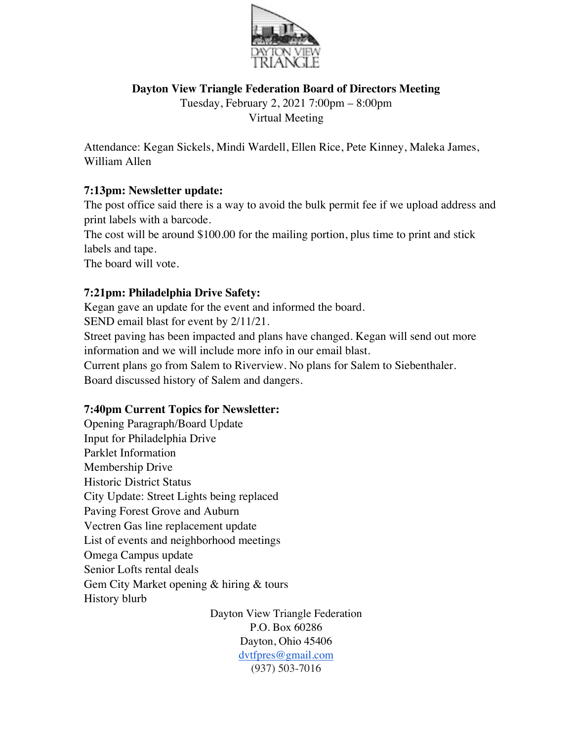**Dayton View Triangle Federation Board of Directors Meeting**

Tuesday, February 2, 2021 7:00pm – 8:00pm

Virtual Meeting

Attendance: Kegan Sickels, Mindi Wardell, Ellen Rice, Pete Kinney, Maleka James, William Allen

**7:13pm: Newsletter update:**

The post office said there is a way to avoid the bulk permit fee if we upload address and print labels with a barcode.

The cost will be around $100.00 for the mailing portion, plus time to print and stick labels and tape.

The board will vote.

**7:21pm: Philadelphia Drive Safety:**

Kegan gave an update for the event and informed the board.

SEND email blast for event by 2/11/21.

Street paving has been impacted and plans have changed. Kegan will send out more information and we will include more info in our email blast.

Current plans go from Salem to Riverview. No plans for Salem to Siebenthaler.

Board discussed history of Salem and dangers.

**7:40pm Current Topics for Newsletter:**

Opening Paragraph/Board Update
Input for Philadelphia Drive
Parklet Information
Membership Drive
Historic District Status
City Update: Street Lights being replaced
Paving Forest Grove and Auburn
Vectren Gas line replacement update
List of events and neighborhood meetings
Omega Campus update
Senior Lofts rental deals
Gem City Market opening & hiring & tours
History blurb

Dayton View Triangle Federation
P.O. Box 60286
Dayton, Ohio 45406
dvtfpres@gmail.com
(937) 503-7016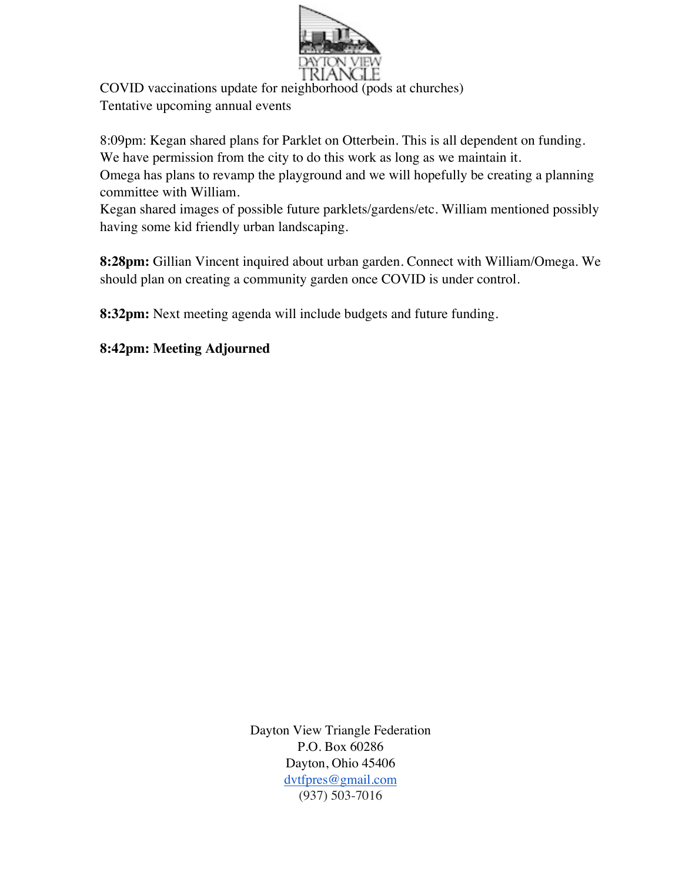COVID vaccinations update for neighborhood (pods at churches)
Tentative upcoming annual events

8:09pm: Kegan shared plans for Parklet on Otterbein. This is all dependent on funding. We have permission from the city to do this work as long as we maintain it.
Omega has plans to revamp the playground and we will hopefully be creating a planning committee with William.
Kegan shared images of possible future parklets/gardens/etc. William mentioned possibly having some kid friendly urban landscaping.

**8:28pm:** Gillian Vincent inquired about urban garden. Connect with William/Omega. We should plan on creating a community garden once COVID is under control.

**8:32pm:** Next meeting agenda will include budgets and future funding.

**8:42pm: Meeting Adjourned**

Dayton View Triangle Federation
P.O. Box 60286
Dayton, Ohio 45406
dvtfpres@gmail.com
(937) 503-7016